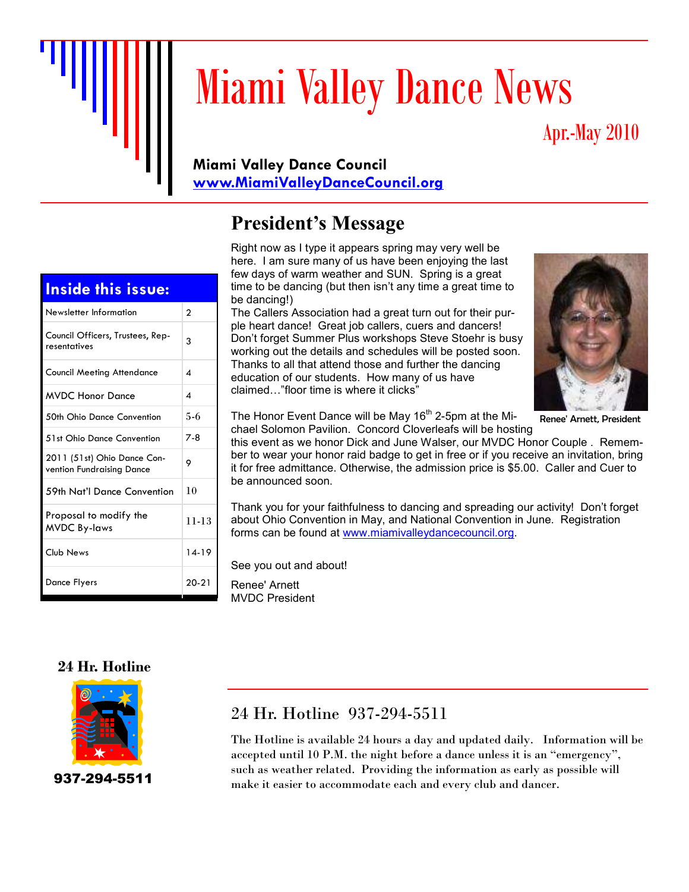# Miami Valley Dance News

Apr.-May 2010

**Miami Valley Dance Council**
**www.MiamiValleyDanceCouncil.org**

## Inside this issue:

| Newsletter Information | 2 |
|---|---|
| Council Officers, Trustees, Representatives | 3 |
| Council Meeting Attendance | 4 |
| MVDC Honor Dance | 4 |
| 50th Ohio Dance Convention | 5-6 |
| 51st Ohio Dance Convention | 7-8 |
| 2011 (51st) Ohio Dance Convention Fundraising Dance | 9 |
| 59th Nat'l Dance Convention | 10 |
| Proposal to modify the MVDC By-laws | 11-13 |
| Club News | 14-19 |
| Dance Flyers | 20-21 |

## President's Message

Right now as I type it appears spring may very well be here. I am sure many of us have been enjoying the last few days of warm weather and SUN. Spring is a great time to be dancing (but then isn't any time a great time to be dancing!)

The Callers Association had a great turn out for their purple heart dance! Great job callers, cuers and dancers! Don't forget Summer Plus workshops Steve Stoehr is busy working out the details and schedules will be posted soon. Thanks to all that attend those and further the dancing education of our students. How many of us have claimed…"floor time is where it clicks"

Renee' Arnett, President

The Honor Event Dance will be May 16th 2-5pm at the Michael Solomon Pavilion. Concord Cloverleafs will be hosting this event as we honor Dick and June Walser, our MVDC Honor Couple . Remember to wear your honor raid badge to get in free or if you receive an invitation, bring it for free admittance. Otherwise, the admission price is $5.00. Caller and Cuer to be announced soon.

Thank you for your faithfulness to dancing and spreading our activity! Don't forget about Ohio Convention in May, and National Convention in June. Registration forms can be found at www.miamivalleydancecouncil.org.

See you out and about!

Renee' Arnett
MVDC President

**24 Hr. Hotline**

**937-294-5511**

## 24 Hr. Hotline 937-294-5511

The Hotline is available 24 hours a day and updated daily. Information will be accepted until 10 P.M. the night before a dance unless it is an "emergency", such as weather related. Providing the information as early as possible will make it easier to accommodate each and every club and dancer.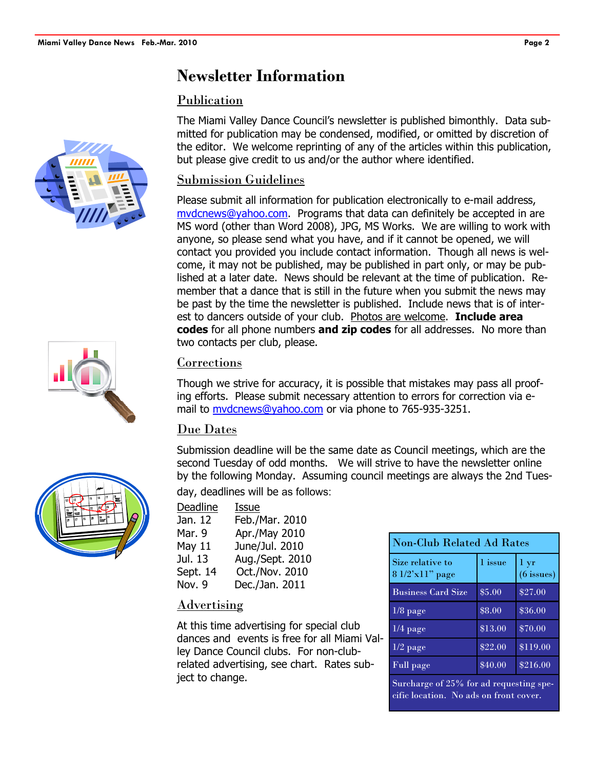# Newsletter Information

## Publication

The Miami Valley Dance Council's newsletter is published bimonthly. Data submitted for publication may be condensed, modified, or omitted by discretion of the editor. We welcome reprinting of any of the articles within this publication, but please give credit to us and/or the author where identified.

## Submission Guidelines

Please submit all information for publication electronically to e-mail address, mvdcnews@yahoo.com. Programs that data can definitely be accepted in are MS word (other than Word 2008), JPG, MS Works. We are willing to work with anyone, so please send what you have, and if it cannot be opened, we will contact you provided you include contact information. Though all news is welcome, it may not be published, may be published in part only, or may be published at a later date. News should be relevant at the time of publication. Remember that a dance that is still in the future when you submit the news may be past by the time the newsletter is published. Include news that is of interest to dancers outside of your club. Photos are welcome. **Include area codes** for all phone numbers **and zip codes** for all addresses. No more than two contacts per club, please.

## Corrections

Though we strive for accuracy, it is possible that mistakes may pass all proofing efforts. Please submit necessary attention to errors for correction via e-mail to mvdcnews@yahoo.com or via phone to 765-935-3251.

## Due Dates

Submission deadline will be the same date as Council meetings, which are the second Tuesday of odd months. We will strive to have the newsletter online by the following Monday. Assuming council meetings are always the 2nd Tuesday, deadlines will be as follows:

| Deadline | Issue |
|---|---|
| Jan. 12 | Feb./Mar. 2010 |
| Mar. 9 | Apr./May 2010 |
| May 11 | June/Jul. 2010 |
| Jul. 13 | Aug./Sept. 2010 |
| Sept. 14 | Oct./Nov. 2010 |
| Nov. 9 | Dec./Jan. 2011 |

## Advertising

At this time advertising for special club dances and events is free for all Miami Valley Dance Council clubs. For non-club-related advertising, see chart. Rates subject to change.

**Non-Club Related Ad Rates**

| Size relative to 8 1/2"x11" page | 1 issue | 1 yr (6 issues) |
|---|---|---|
| Business Card Size | $5.00 | $27.00 |
| 1/8 page | $8.00 | $36.00 |
| 1/4 page | $13.00 | $70.00 |
| 1/2 page | $22.00 | $119.00 |
| Full page | $40.00 | $216.00 |

Surcharge of 25% for ad requesting specific location. No ads on front cover.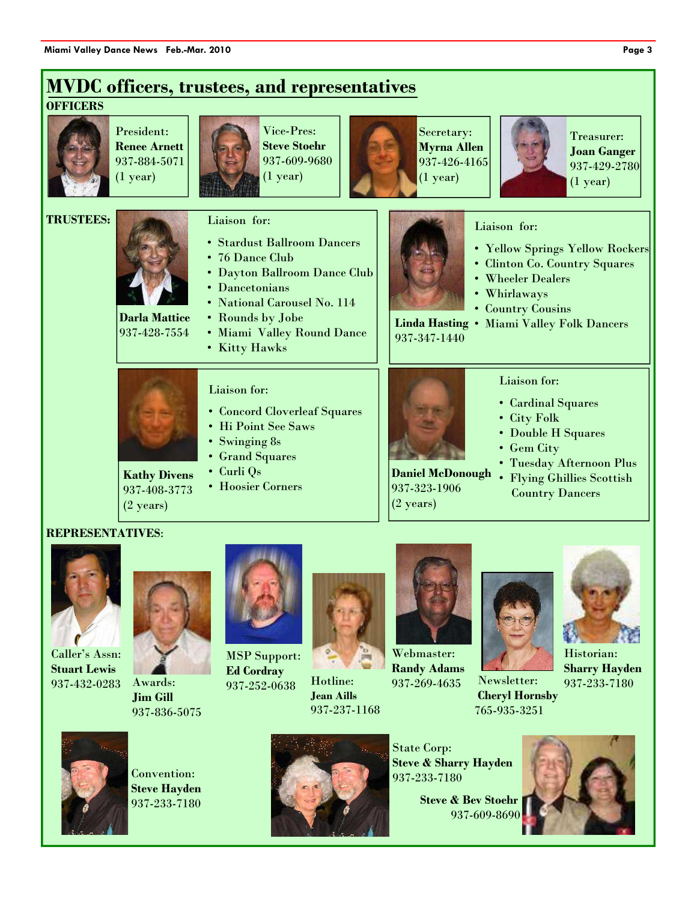# MVDC officers, trustees, and representatives

## OFFICERS

President:
**Renee Arnett**
937-884-5071
(1 year)

Vice-Pres:
**Steve Stoehr**
937-609-9680
(1 year)

Secretary:
**Myrna Allen**
937-426-4165
(1 year)

Treasurer:
**Joan Ganger**
937-429-2780
(1 year)

## TRUSTEES:

**Darla Mattice**
937-428-7554

Liaison for:

- Stardust Ballroom Dancers
- 76 Dance Club
- Dayton Ballroom Dance Club
- Dancetonians
- National Carousel No. 114
- Rounds by Jobe
- Miami Valley Round Dance
- Kitty Hawks

**Linda Hasting**
937-347-1440

Liaison for:

- Yellow Springs Yellow Rockers
- Clinton Co. Country Squares
- Wheeler Dealers
- Whirlaways
- Country Cousins
- Miami Valley Folk Dancers

**Kathy Divens**
937-408-3773
(2 years)

Liaison for:

- Concord Cloverleaf Squares
- Hi Point See Saws
- Swinging 8s
- Grand Squares
- Curli Qs
- Hoosier Corners

**Daniel McDonough**
937-323-1906
(2 years)

Liaison for:

- Cardinal Squares
- City Folk
- Double H Squares
- Gem City
- Tuesday Afternoon Plus
- Flying Ghillies Scottish Country Dancers

## REPRESENTATIVES:

Caller's Assn:
**Stuart Lewis**
937-432-0283

Awards:
**Jim Gill**
937-836-5075

MSP Support:
**Ed Cordray**
937-252-0638

Hotline:
**Jean Aills**
937-237-1168

Webmaster:
**Randy Adams**
937-269-4635

Newsletter:
**Cheryl Hornsby**
765-935-3251

Historian:
**Sharry Hayden**
937-233-7180

Convention:
**Steve Hayden**
937-233-7180

State Corp:
**Steve & Sharry Hayden**
937-233-7180

**Steve & Bev Stoehr**
937-609-8690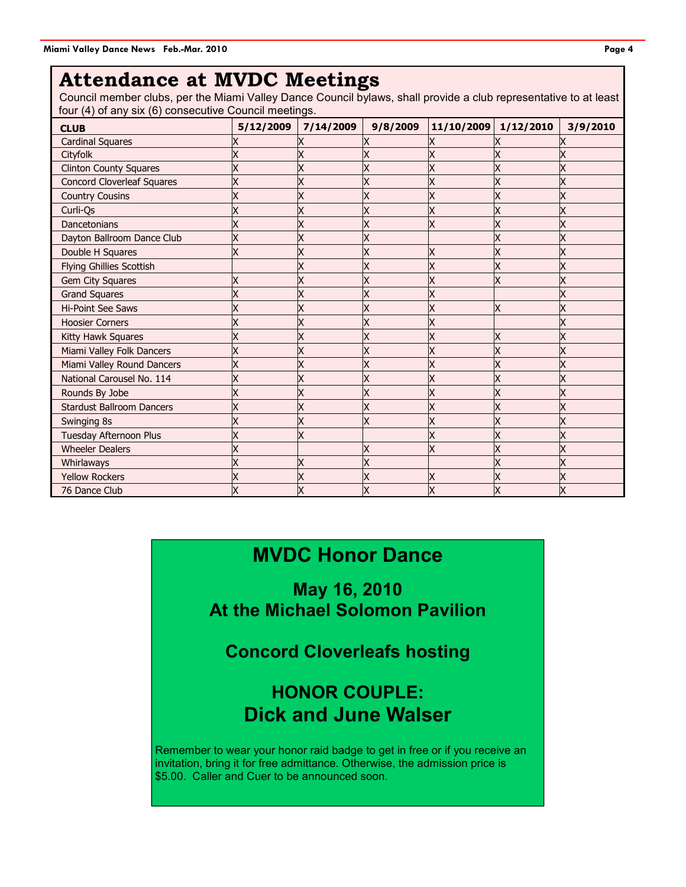# Attendance at MVDC Meetings

Council member clubs, per the Miami Valley Dance Council bylaws, shall provide a club representative to at least four (4) of any six (6) consecutive Council meetings.

| CLUB | 5/12/2009 | 7/14/2009 | 9/8/2009 | 11/10/2009 | 1/12/2010 | 3/9/2010 |
|---|---|---|---|---|---|---|
| Cardinal Squares | X | X | X | X | X | X |
| Cityfolk | X | X | X | X | X | X |
| Clinton County Squares | X | X | X | X | X | X |
| Concord Cloverleaf Squares | X | X | X | X | X | X |
| Country Cousins | X | X | X | X | X | X |
| Curli-Qs | X | X | X | X | X | X |
| Dancetonians | X | X | X | X | X | X |
| Dayton Ballroom Dance Club | X | X | X | | X | X |
| Double H Squares | X | X | X | X | X | X |
| Flying Ghillies Scottish | | X | X | X | X | X |
| Gem City Squares | X | X | X | X | X | X |
| Grand Squares | X | X | X | X | | X |
| Hi-Point See Saws | X | X | X | X | X | X |
| Hoosier Corners | X | X | X | X | | X |
| Kitty Hawk Squares | X | X | X | X | X | X |
| Miami Valley Folk Dancers | X | X | X | X | X | X |
| Miami Valley Round Dancers | X | X | X | X | X | X |
| National Carousel No. 114 | X | X | X | X | X | X |
| Rounds By Jobe | X | X | X | X | X | X |
| Stardust Ballroom Dancers | X | X | X | X | X | X |
| Swinging 8s | X | X | X | X | X | X |
| Tuesday Afternoon Plus | X | X | | X | X | X |
| Wheeler Dealers | X | | X | X | X | X |
| Whirlaways | X | X | X | | X | X |
| Yellow Rockers | X | X | X | X | X | X |
| 76 Dance Club | X | X | X | X | X | X |

## MVDC Honor Dance

**May 16, 2010**
**At the Michael Solomon Pavilion**

**Concord Cloverleafs hosting**

**HONOR COUPLE:**
**Dick and June Walser**

Remember to wear your honor raid badge to get in free or if you receive an invitation, bring it for free admittance. Otherwise, the admission price is $5.00. Caller and Cuer to be announced soon.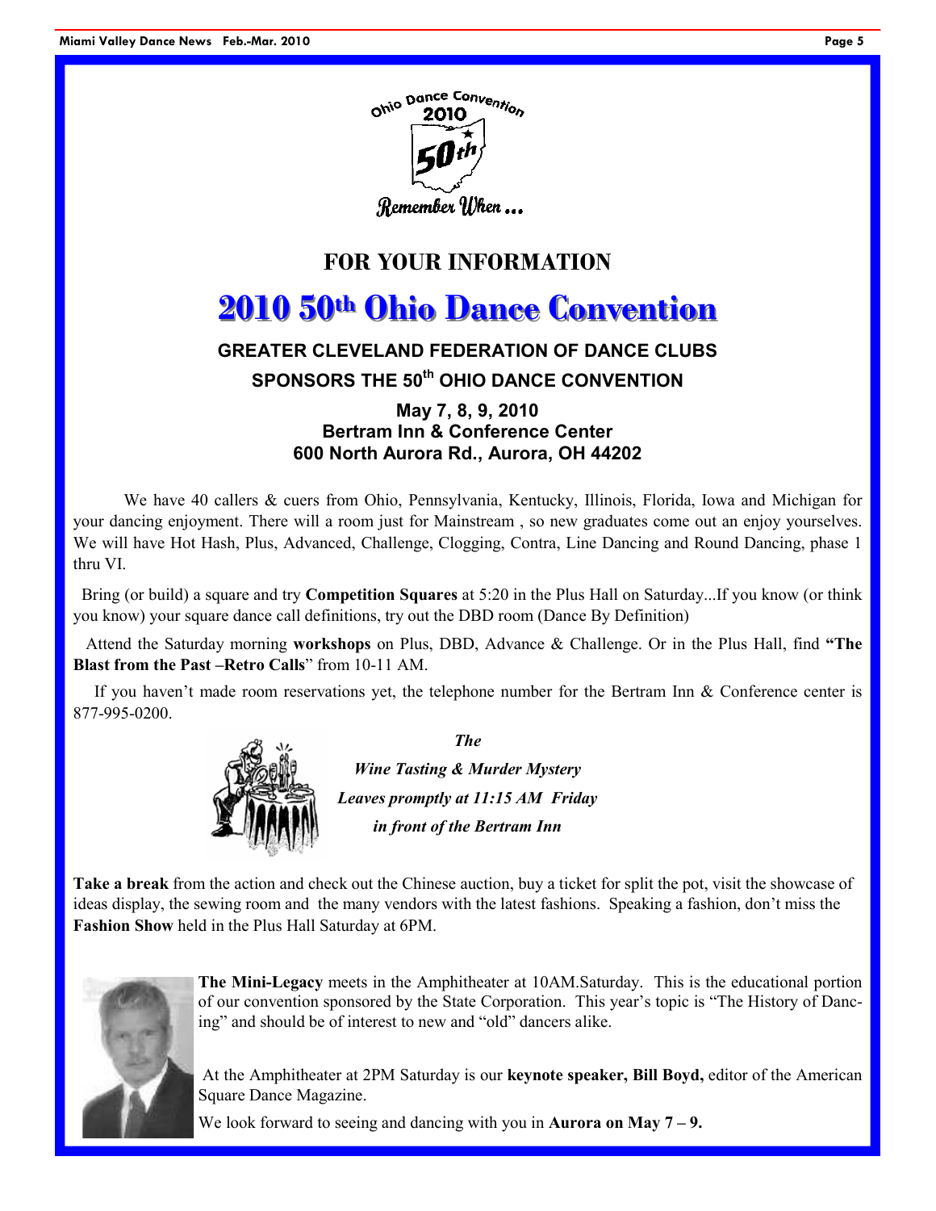Ohio Dance Convention 2010 50th

Remember When ...

## FOR YOUR INFORMATION

# 2010 50th Ohio Dance Convention

### GREATER CLEVELAND FEDERATION OF DANCE CLUBS

### SPONSORS THE 50th OHIO DANCE CONVENTION

**May 7, 8, 9, 2010**
**Bertram Inn & Conference Center**
**600 North Aurora Rd., Aurora, OH 44202**

We have 40 callers & cuers from Ohio, Pennsylvania, Kentucky, Illinois, Florida, Iowa and Michigan for your dancing enjoyment. There will a room just for Mainstream , so new graduates come out an enjoy yourselves. We will have Hot Hash, Plus, Advanced, Challenge, Clogging, Contra, Line Dancing and Round Dancing, phase 1 thru VI.

Bring (or build) a square and try **Competition Squares** at 5:20 in the Plus Hall on Saturday...If you know (or think you know) your square dance call definitions, try out the DBD room (Dance By Definition)

Attend the Saturday morning **workshops** on Plus, DBD, Advance & Challenge. Or in the Plus Hall, find **"The Blast from the Past –Retro Calls**" from 10-11 AM.

If you haven't made room reservations yet, the telephone number for the Bertram Inn & Conference center is 877-995-0200.

***The***
***Wine Tasting & Murder Mystery***
***Leaves promptly at 11:15 AM Friday***
***in front of the Bertram Inn***

**Take a break** from the action and check out the Chinese auction, buy a ticket for split the pot, visit the showcase of ideas display, the sewing room and the many vendors with the latest fashions. Speaking a fashion, don't miss the **Fashion Show** held in the Plus Hall Saturday at 6PM.

**The Mini-Legacy** meets in the Amphitheater at 10AM.Saturday. This is the educational portion of our convention sponsored by the State Corporation. This year's topic is "The History of Dancing" and should be of interest to new and "old" dancers alike.

At the Amphitheater at 2PM Saturday is our **keynote speaker, Bill Boyd,** editor of the American Square Dance Magazine.

We look forward to seeing and dancing with you in **Aurora on May 7 – 9.**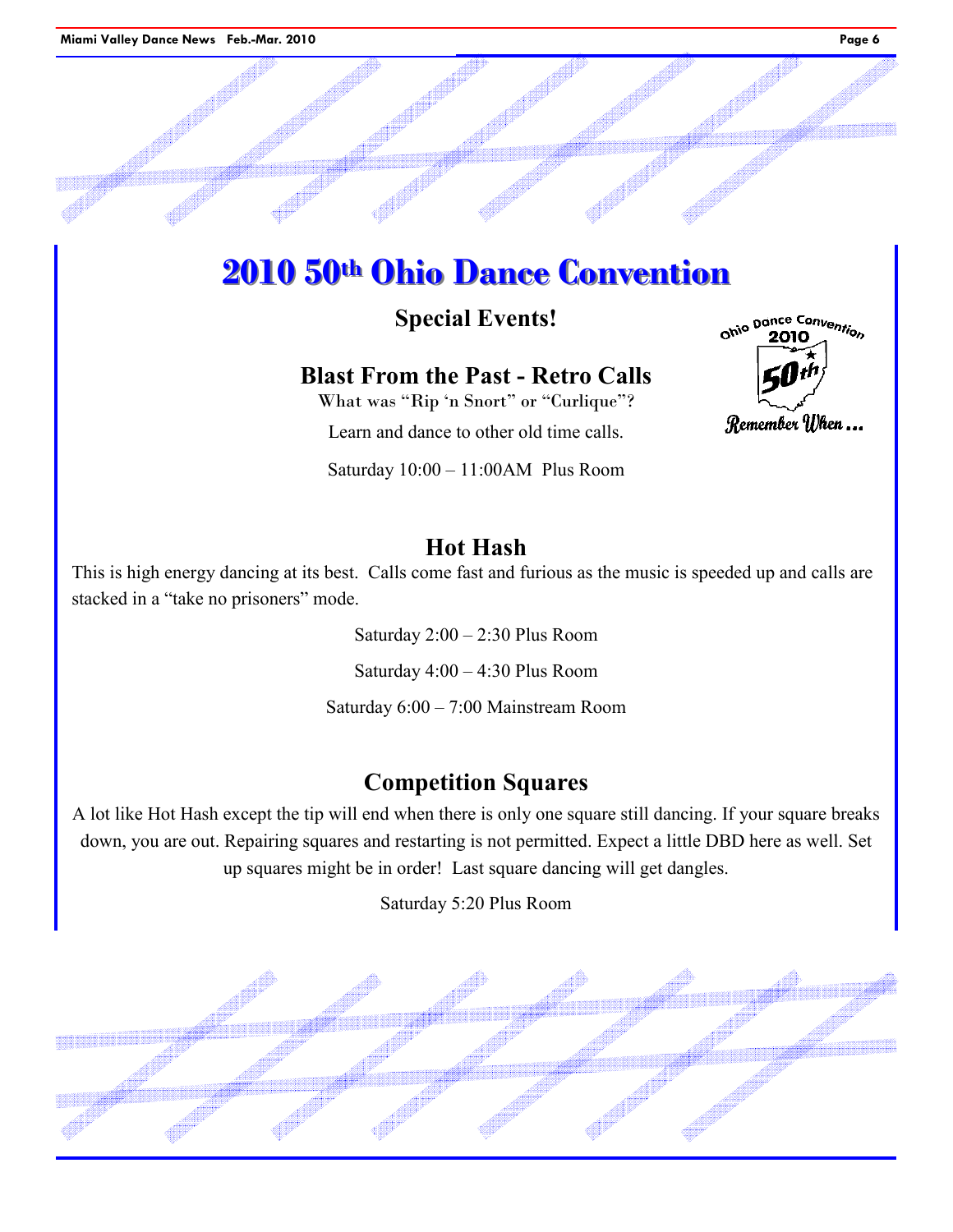# 2010 50th Ohio Dance Convention

### Special Events!

Ohio Dance Convention 2010 50th Remember When ...

### Blast From the Past - Retro Calls

What was "Rip 'n Snort" or "Curlique"?

Learn and dance to other old time calls.

Saturday 10:00 – 11:00AM Plus Room

### Hot Hash

This is high energy dancing at its best. Calls come fast and furious as the music is speeded up and calls are stacked in a "take no prisoners" mode.

Saturday 2:00 – 2:30 Plus Room

Saturday 4:00 – 4:30 Plus Room

Saturday 6:00 – 7:00 Mainstream Room

### Competition Squares

A lot like Hot Hash except the tip will end when there is only one square still dancing. If your square breaks down, you are out. Repairing squares and restarting is not permitted. Expect a little DBD here as well. Set up squares might be in order! Last square dancing will get dangles.

Saturday 5:20 Plus Room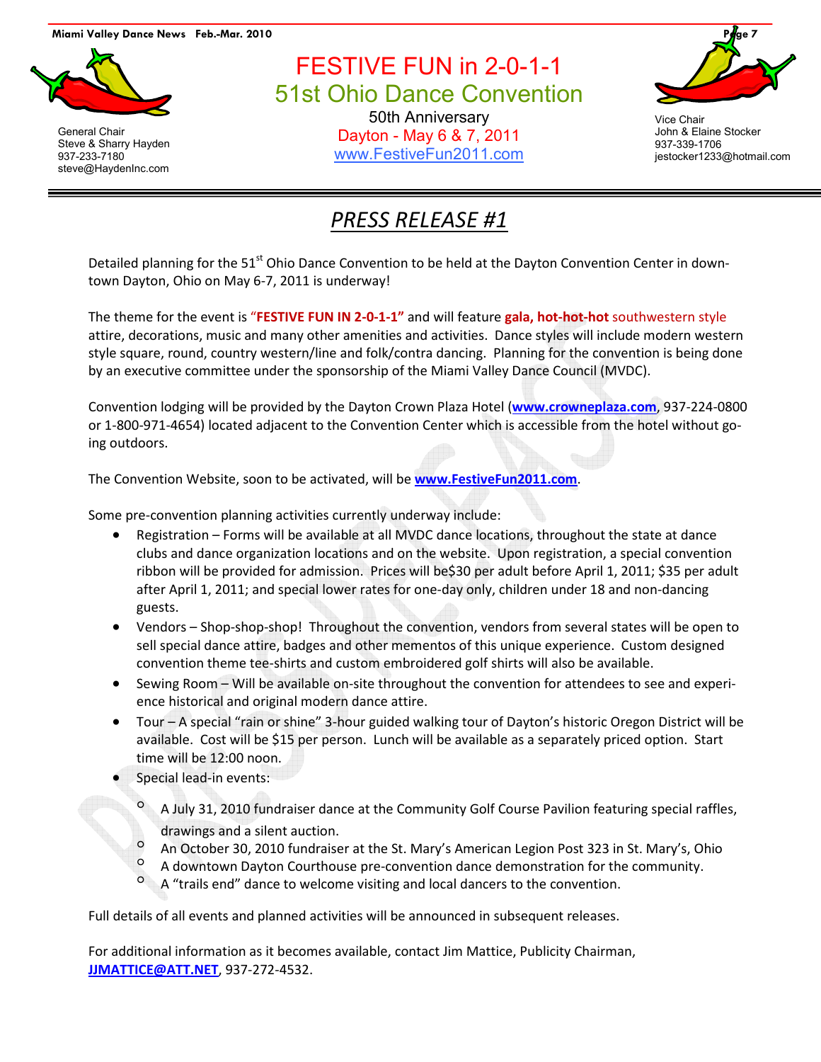General Chair
Steve & Sharry Hayden
937-233-7180
steve@HaydenInc.com

# FESTIVE FUN in 2-0-1-1

## 51st Ohio Dance Convention

50th Anniversary
Dayton - May 6 & 7, 2011
www.FestiveFun2011.com

Vice Chair
John & Elaine Stocker
937-339-1706
jestocker1233@hotmail.com

## *PRESS RELEASE #1*

Detailed planning for the 51st Ohio Dance Convention to be held at the Dayton Convention Center in down-town Dayton, Ohio on May 6-7, 2011 is underway!

The theme for the event is **"FESTIVE FUN IN 2-0-1-1"** and will feature **gala, hot-hot-hot** southwestern style attire, decorations, music and many other amenities and activities. Dance styles will include modern western style square, round, country western/line and folk/contra dancing. Planning for the convention is being done by an executive committee under the sponsorship of the Miami Valley Dance Council (MVDC).

Convention lodging will be provided by the Dayton Crown Plaza Hotel (**www.crowneplaza.com**, 937-224-0800 or 1-800-971-4654) located adjacent to the Convention Center which is accessible from the hotel without go-ing outdoors.

The Convention Website, soon to be activated, will be **www.FestiveFun2011.com**.

Some pre-convention planning activities currently underway include:

- Registration – Forms will be available at all MVDC dance locations, throughout the state at dance clubs and dance organization locations and on the website. Upon registration, a special convention ribbon will be provided for admission. Prices will be$30 per adult before April 1, 2011; $35 per adult after April 1, 2011; and special lower rates for one-day only, children under 18 and non-dancing guests.
- Vendors – Shop-shop-shop! Throughout the convention, vendors from several states will be open to sell special dance attire, badges and other mementos of this unique experience. Custom designed convention theme tee-shirts and custom embroidered golf shirts will also be available.
- Sewing Room – Will be available on-site throughout the convention for attendees to see and experi-ence historical and original modern dance attire.
- Tour – A special "rain or shine" 3-hour guided walking tour of Dayton's historic Oregon District will be available. Cost will be $15 per person. Lunch will be available as a separately priced option. Start time will be 12:00 noon.
- Special lead-in events:
    - A July 31, 2010 fundraiser dance at the Community Golf Course Pavilion featuring special raffles, drawings and a silent auction.
    - An October 30, 2010 fundraiser at the St. Mary's American Legion Post 323 in St. Mary's, Ohio
    - A downtown Dayton Courthouse pre-convention dance demonstration for the community.
    - A "trails end" dance to welcome visiting and local dancers to the convention.

Full details of all events and planned activities will be announced in subsequent releases.

For additional information as it becomes available, contact Jim Mattice, Publicity Chairman, **JJMATTICE@ATT.NET**, 937-272-4532.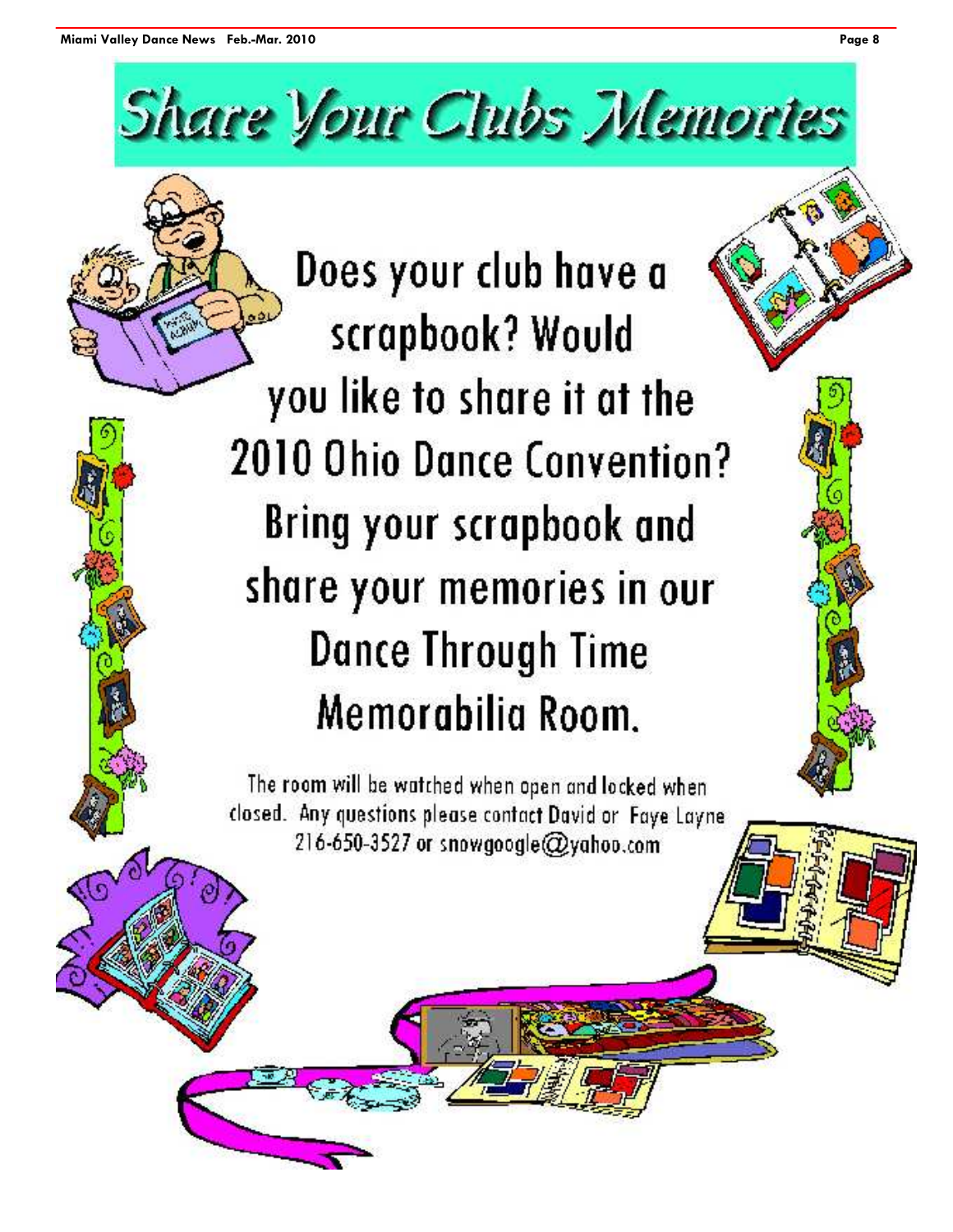# Share Your Clubs Memories

Does your club have a scrapbook? Would you like to share it at the 2010 Ohio Dance Convention? Bring your scrapbook and share your memories in our Dance Through Time Memorabilia Room.

The room will be watched when open and locked when closed. Any questions please contact David or Faye Layne 216-650-3527 or snowgoogle@yahoo.com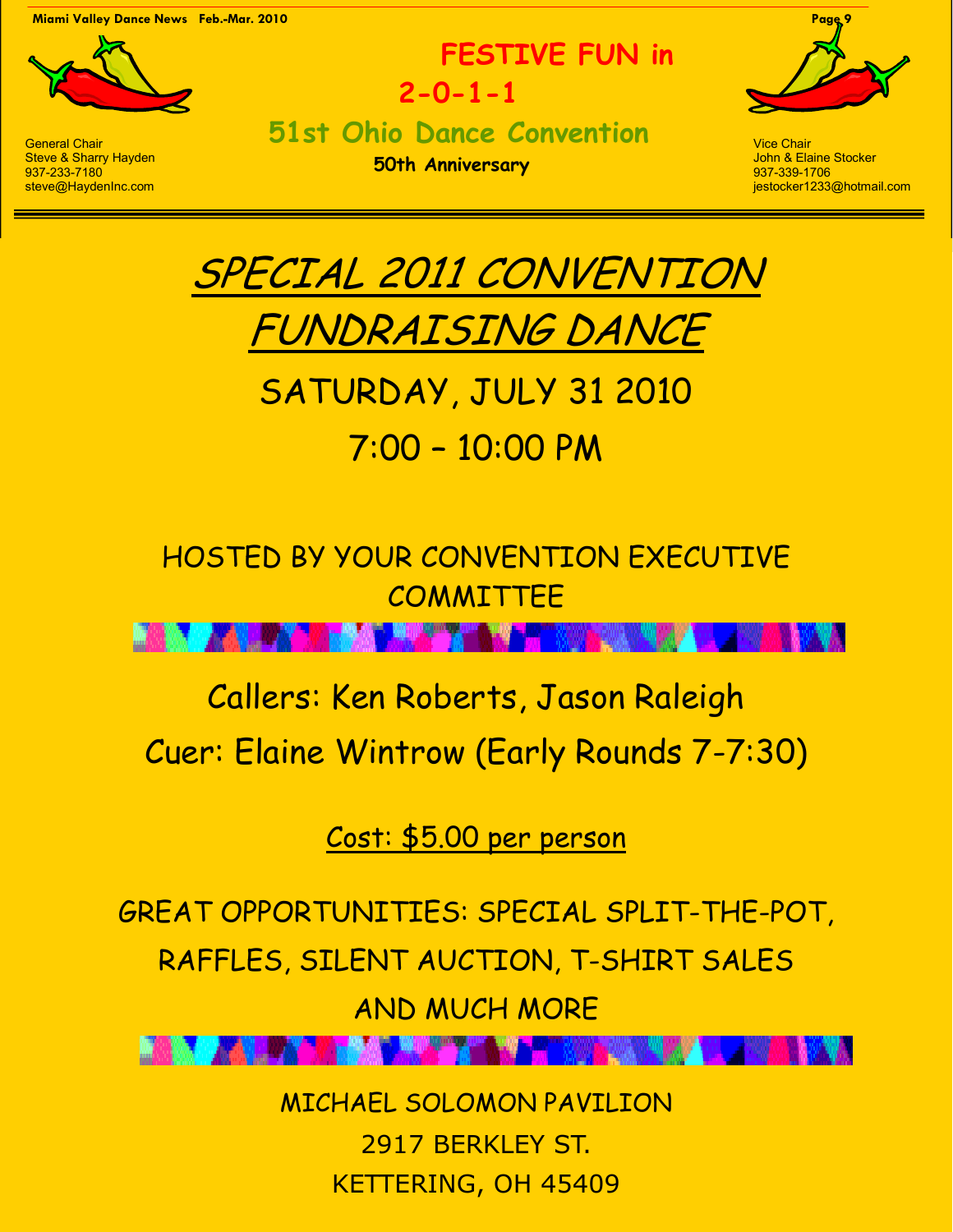# FESTIVE FUN in 2-0-1-1

## 51st Ohio Dance Convention

**50th Anniversary**

General Chair
Steve & Sharry Hayden
937-233-7180
steve@HaydenInc.com

Vice Chair
John & Elaine Stocker
937-339-1706
jestocker1233@hotmail.com

# SPECIAL 2011 CONVENTION FUNDRAISING DANCE

## SATURDAY, JULY 31 2010

## 7:00 – 10:00 PM

HOSTED BY YOUR CONVENTION EXECUTIVE COMMITTEE

Callers: Ken Roberts, Jason Raleigh

Cuer: Elaine Wintrow (Early Rounds 7-7:30)

Cost: $5.00 per person

GREAT OPPORTUNITIES: SPECIAL SPLIT-THE-POT, RAFFLES, SILENT AUCTION, T-SHIRT SALES AND MUCH MORE

MICHAEL SOLOMON PAVILION
2917 BERKLEY ST.
KETTERING, OH 45409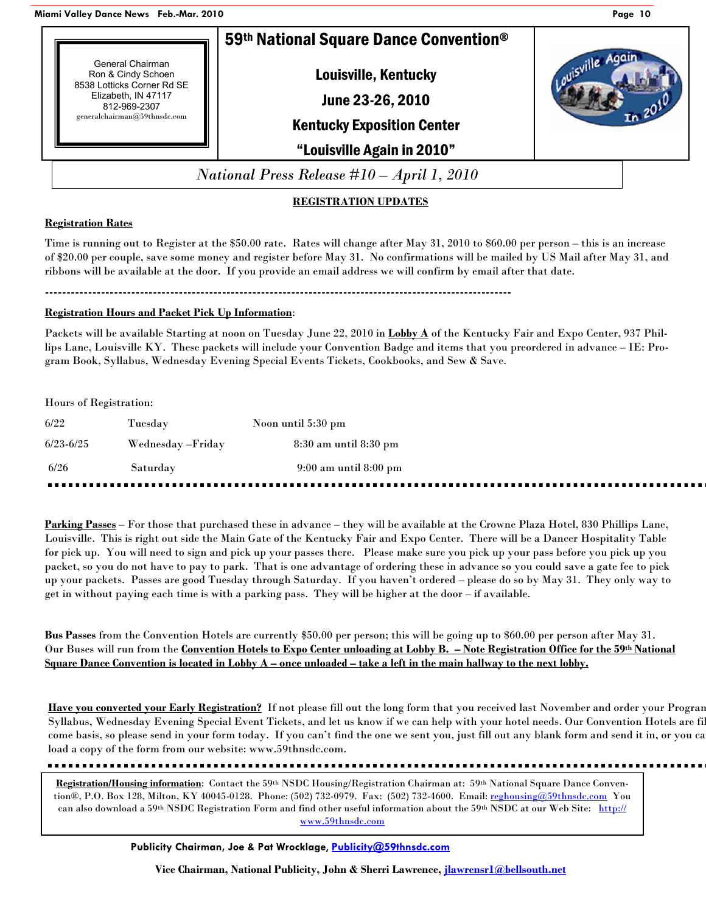General Chairman
Ron & Cindy Schoen
8538 Lotticks Corner Rd SE
Elizabeth, IN 47117
812-969-2307
generalchairman@59thnsdc.com

# 59th National Square Dance Convention®

**Louisville, Kentucky**

**June 23-26, 2010**

**Kentucky Exposition Center**

**"Louisville Again in 2010"**

*National Press Release #10 – April 1, 2010*

## REGISTRATION UPDATES

**Registration Rates**

Time is running out to Register at the $50.00 rate. Rates will change after May 31, 2010 to $60.00 per person – this is an increase of $20.00 per couple, save some money and register before May 31. No confirmations will be mailed by US Mail after May 31, and ribbons will be available at the door. If you provide an email address we will confirm by email after that date.

---

**Registration Hours and Packet Pick Up Information**:

Packets will be available Starting at noon on Tuesday June 22, 2010 in **Lobby A** of the Kentucky Fair and Expo Center, 937 Phillips Lane, Louisville KY. These packets will include your Convention Badge and items that you preordered in advance – IE: Program Book, Syllabus, Wednesday Evening Special Events Tickets, Cookbooks, and Sew & Save.

Hours of Registration:

| | | |
|---|---|---|
| 6/22 | Tuesday | Noon until 5:30 pm |
| 6/23-6/25 | Wednesday –Friday | 8:30 am until 8:30 pm |
| 6/26 | Saturday | 9:00 am until 8:00 pm |

---

**Parking Passes** – For those that purchased these in advance – they will be available at the Crowne Plaza Hotel, 830 Phillips Lane, Louisville. This is right out side the Main Gate of the Kentucky Fair and Expo Center. There will be a Dancer Hospitality Table for pick up. You will need to sign and pick up your passes there. Please make sure you pick up your pass before you pick up you packet, so you do not have to pay to park. That is one advantage of ordering these in advance so you could save a gate fee to pick up your packets. Passes are good Tuesday through Saturday. If you haven't ordered – please do so by May 31. They only way to get in without paying each time is with a parking pass. They will be higher at the door – if available.

**Bus Passes** from the Convention Hotels are currently $50.00 per person; this will be going up to $60.00 per person after May 31. Our Buses will run from the **Convention Hotels to Expo Center unloading at Lobby B. – Note Registration Office for the 59th National Square Dance Convention is located in Lobby A – once unloaded – take a left in the main hallway to the next lobby.**

**Have you converted your Early Registration?** If not please fill out the long form that you received last November and order your Program Syllabus, Wednesday Evening Special Event Tickets, and let us know if we can help with your hotel needs. Our Convention Hotels are fil come basis, so please send in your form today. If you can't find the one we sent you, just fill out any blank form and send it in, or you ca load a copy of the form from our website: www.59thnsdc.com.

---

**Registration/Housing information**: Contact the 59th NSDC Housing/Registration Chairman at: 59th National Square Dance Convention®, P.O. Box 128, Milton, KY 40045-0128. Phone: (502) 732-0979. Fax: (502) 732-4600. Email: reghousing@59thnsdc.com You can also download a 59th NSDC Registration Form and find other useful information about the 59th NSDC at our Web Site: http://www.59thnsdc.com

**Publicity Chairman, Joe & Pat Wrocklage, Publicity@59thnsdc.com**

**Vice Chairman, National Publicity, John & Sherri Lawrence, jlawrensr1@bellsouth.net**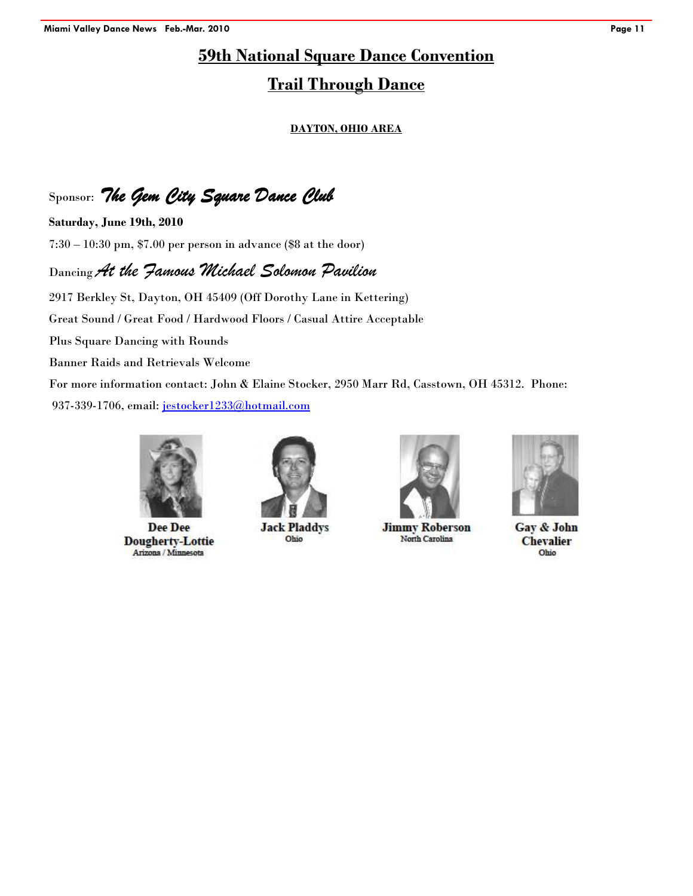# 59th National Square Dance Convention

## Trail Through Dance

**DAYTON, OHIO AREA**

Sponsor: ***The Gem City Square Dance Club***

**Saturday, June 19th, 2010**

7:30 – 10:30 pm, $7.00 per person in advance ($8 at the door)

Dancing *At the Famous Michael Solomon Pavilion*

2917 Berkley St, Dayton, OH 45409 (Off Dorothy Lane in Kettering)

Great Sound / Great Food / Hardwood Floors / Casual Attire Acceptable

Plus Square Dancing with Rounds

Banner Raids and Retrievals Welcome

For more information contact: John & Elaine Stocker, 2950 Marr Rd, Casstown, OH 45312. Phone: 937-339-1706, email: jestocker1233@hotmail.com

**Dee Dee Dougherty-Lottie**
Arizona / Minnesota

**Jack Pladdys**
Ohio

**Jimmy Roberson**
North Carolina

**Gay & John Chevalier**
Ohio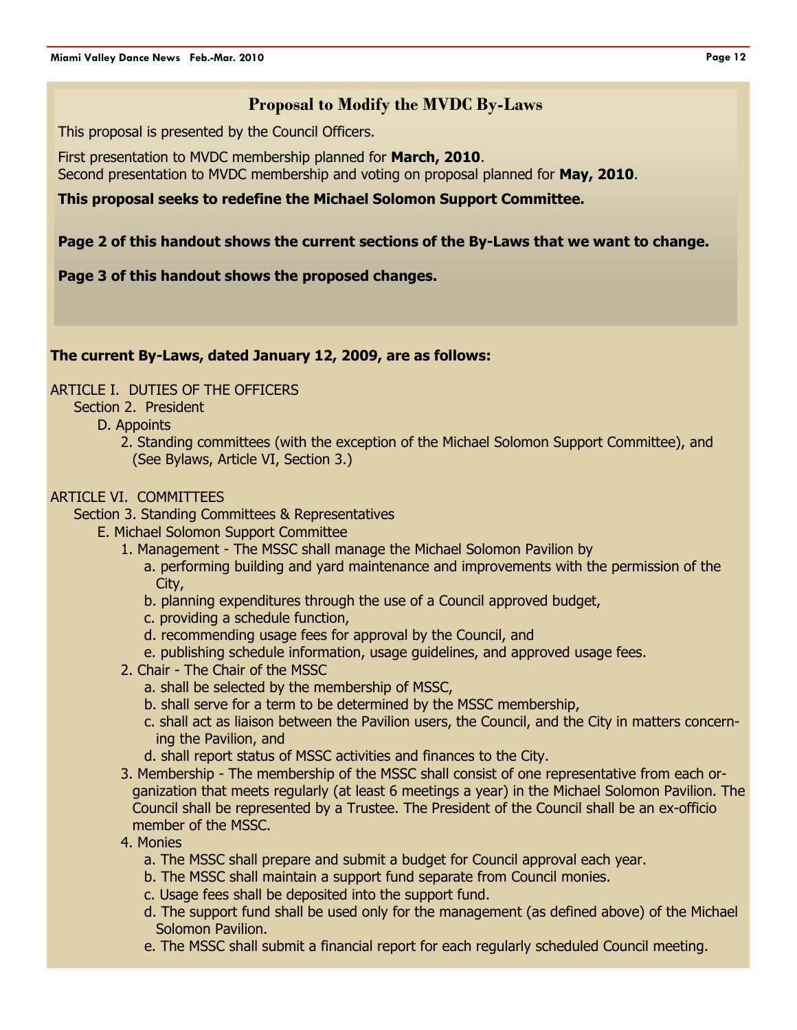## Proposal to Modify the MVDC By-Laws

This proposal is presented by the Council Officers.

First presentation to MVDC membership planned for **March, 2010**.
Second presentation to MVDC membership and voting on proposal planned for **May, 2010**.

**This proposal seeks to redefine the Michael Solomon Support Committee.**

**Page 2 of this handout shows the current sections of the By-Laws that we want to change.**

**Page 3 of this handout shows the proposed changes.**

**The current By-Laws, dated January 12, 2009, are as follows:**

ARTICLE I. DUTIES OF THE OFFICERS

- Section 2. President
  - D. Appoints
    - 2. Standing committees (with the exception of the Michael Solomon Support Committee), and (See Bylaws, Article VI, Section 3.)

ARTICLE VI. COMMITTEES

- Section 3. Standing Committees & Representatives
  - E. Michael Solomon Support Committee
    - 1. Management - The MSSC shall manage the Michael Solomon Pavilion by
      - a. performing building and yard maintenance and improvements with the permission of the City,
      - b. planning expenditures through the use of a Council approved budget,
      - c. providing a schedule function,
      - d. recommending usage fees for approval by the Council, and
      - e. publishing schedule information, usage guidelines, and approved usage fees.
    - 2. Chair - The Chair of the MSSC
      - a. shall be selected by the membership of MSSC,
      - b. shall serve for a term to be determined by the MSSC membership,
      - c. shall act as liaison between the Pavilion users, the Council, and the City in matters concerning the Pavilion, and
      - d. shall report status of MSSC activities and finances to the City.
    - 3. Membership - The membership of the MSSC shall consist of one representative from each organization that meets regularly (at least 6 meetings a year) in the Michael Solomon Pavilion. The Council shall be represented by a Trustee. The President of the Council shall be an ex-officio member of the MSSC.
    - 4. Monies
      - a. The MSSC shall prepare and submit a budget for Council approval each year.
      - b. The MSSC shall maintain a support fund separate from Council monies.
      - c. Usage fees shall be deposited into the support fund.
      - d. The support fund shall be used only for the management (as defined above) of the Michael Solomon Pavilion.
      - e. The MSSC shall submit a financial report for each regularly scheduled Council meeting.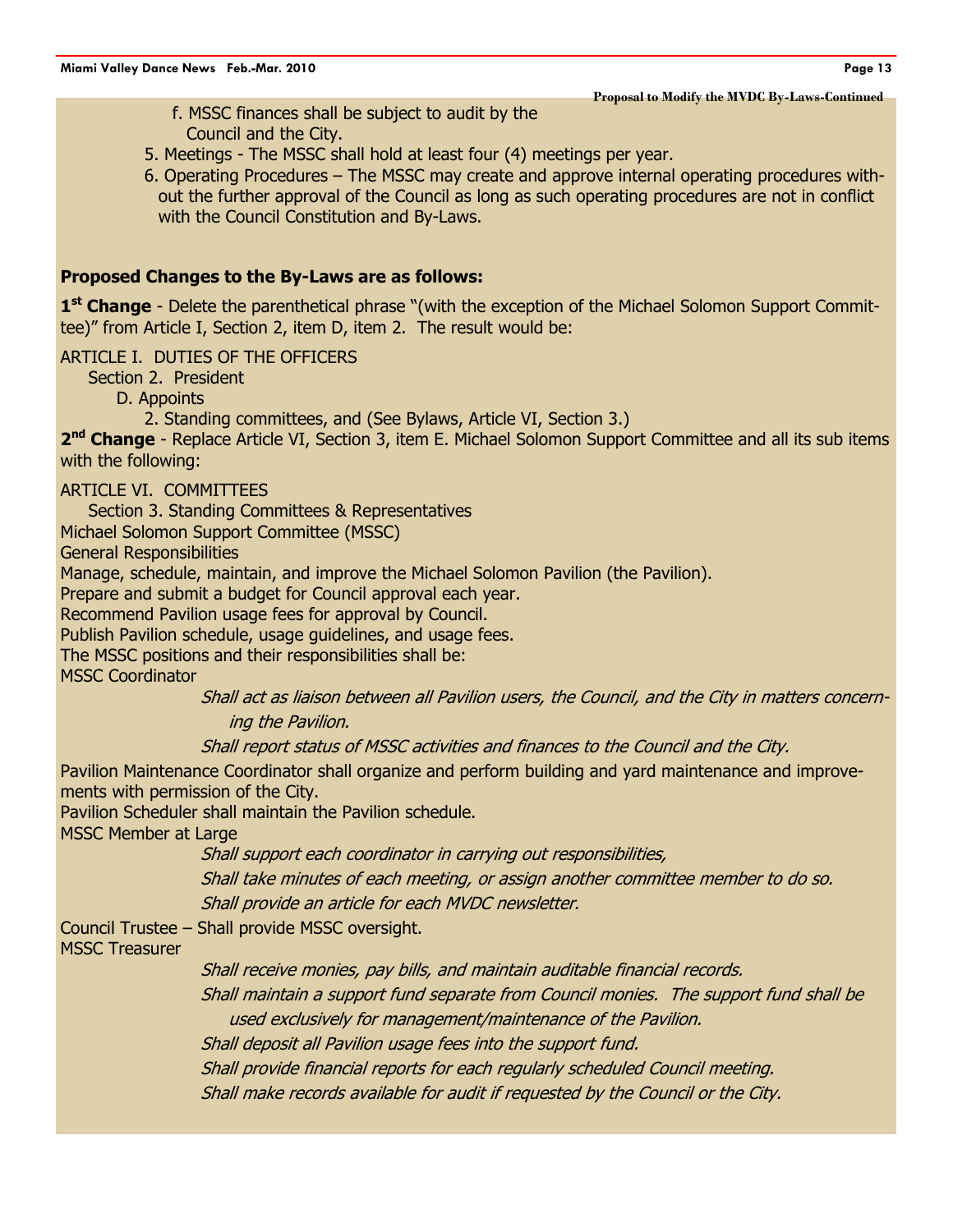Proposal to Modify the MVDC By-Laws-Continued

f. MSSC finances shall be subject to audit by the Council and the City.

5. Meetings - The MSSC shall hold at least four (4) meetings per year.
6. Operating Procedures – The MSSC may create and approve internal operating procedures without the further approval of the Council as long as such operating procedures are not in conflict with the Council Constitution and By-Laws.

**Proposed Changes to the By-Laws are as follows:**

**1st Change** - Delete the parenthetical phrase "(with the exception of the Michael Solomon Support Committee)" from Article I, Section 2, item D, item 2. The result would be:

ARTICLE I. DUTIES OF THE OFFICERS

Section 2. President

D. Appoints

2. Standing committees, and (See Bylaws, Article VI, Section 3.)

**2nd Change** - Replace Article VI, Section 3, item E. Michael Solomon Support Committee and all its sub items with the following:

ARTICLE VI. COMMITTEES

Section 3. Standing Committees & Representatives

Michael Solomon Support Committee (MSSC)

General Responsibilities

Manage, schedule, maintain, and improve the Michael Solomon Pavilion (the Pavilion).

Prepare and submit a budget for Council approval each year.

Recommend Pavilion usage fees for approval by Council.

Publish Pavilion schedule, usage guidelines, and usage fees.

The MSSC positions and their responsibilities shall be:

MSSC Coordinator

*Shall act as liaison between all Pavilion users, the Council, and the City in matters concerning the Pavilion.*

*Shall report status of MSSC activities and finances to the Council and the City.*

Pavilion Maintenance Coordinator shall organize and perform building and yard maintenance and improvements with permission of the City.

Pavilion Scheduler shall maintain the Pavilion schedule.

MSSC Member at Large

*Shall support each coordinator in carrying out responsibilities,*

*Shall take minutes of each meeting, or assign another committee member to do so.*

*Shall provide an article for each MVDC newsletter.*

Council Trustee – Shall provide MSSC oversight.

MSSC Treasurer

*Shall receive monies, pay bills, and maintain auditable financial records.*

*Shall maintain a support fund separate from Council monies. The support fund shall be used exclusively for management/maintenance of the Pavilion.*

*Shall deposit all Pavilion usage fees into the support fund.*

*Shall provide financial reports for each regularly scheduled Council meeting.*

*Shall make records available for audit if requested by the Council or the City.*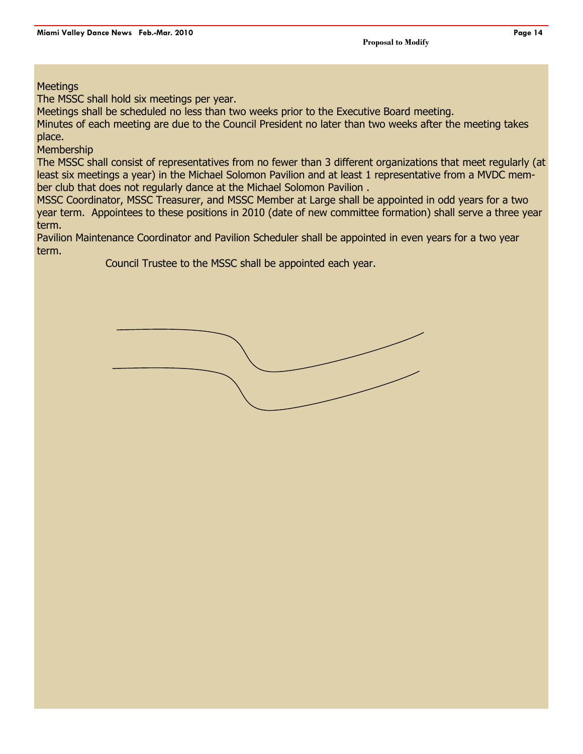Proposal to Modify

Meetings

The MSSC shall hold six meetings per year.

Meetings shall be scheduled no less than two weeks prior to the Executive Board meeting.

Minutes of each meeting are due to the Council President no later than two weeks after the meeting takes place.

Membership

The MSSC shall consist of representatives from no fewer than 3 different organizations that meet regularly (at least six meetings a year) in the Michael Solomon Pavilion and at least 1 representative from a MVDC member club that does not regularly dance at the Michael Solomon Pavilion .

MSSC Coordinator, MSSC Treasurer, and MSSC Member at Large shall be appointed in odd years for a two year term. Appointees to these positions in 2010 (date of new committee formation) shall serve a three year term.

Pavilion Maintenance Coordinator and Pavilion Scheduler shall be appointed in even years for a two year term.

Council Trustee to the MSSC shall be appointed each year.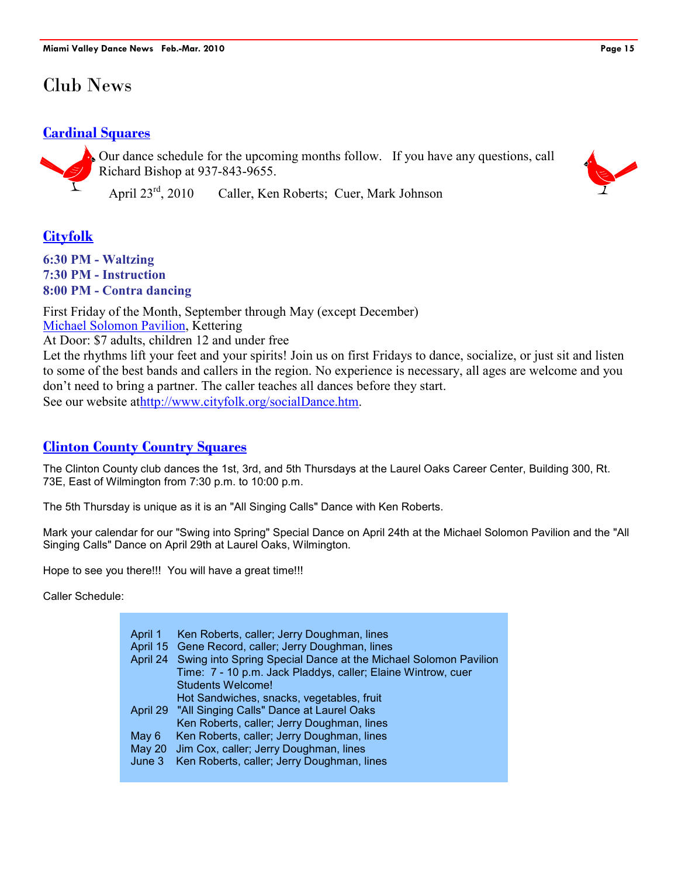# Club News

## Cardinal Squares

Our dance schedule for the upcoming months follow. If you have any questions, call Richard Bishop at 937-843-9655.

April 23rd, 2010 Caller, Ken Roberts; Cuer, Mark Johnson

## Cityfolk

**6:30 PM - Waltzing**
**7:30 PM - Instruction**
**8:00 PM - Contra dancing**

First Friday of the Month, September through May (except December)
Michael Solomon Pavilion, Kettering
At Door: $7 adults, children 12 and under free
Let the rhythms lift your feet and your spirits! Join us on first Fridays to dance, socialize, or just sit and listen to some of the best bands and callers in the region. No experience is necessary, all ages are welcome and you don't need to bring a partner. The caller teaches all dances before they start.
See our website athttp://www.cityfolk.org/socialDance.htm.

## Clinton County Country Squares

The Clinton County club dances the 1st, 3rd, and 5th Thursdays at the Laurel Oaks Career Center, Building 300, Rt. 73E, East of Wilmington from 7:30 p.m. to 10:00 p.m.

The 5th Thursday is unique as it is an "All Singing Calls" Dance with Ken Roberts.

Mark your calendar for our "Swing into Spring" Special Dance on April 24th at the Michael Solomon Pavilion and the "All Singing Calls" Dance on April 29th at Laurel Oaks, Wilmington.

Hope to see you there!!! You will have a great time!!!

Caller Schedule:

| | |
|---|---|
| April 1 | Ken Roberts, caller; Jerry Doughman, lines |
| April 15 | Gene Record, caller; Jerry Doughman, lines |
| April 24 | Swing into Spring Special Dance at the Michael Solomon Pavilion<br>Time: 7 - 10 p.m. Jack Pladdys, caller; Elaine Wintrow, cuer<br>Students Welcome!<br>Hot Sandwiches, snacks, vegetables, fruit |
| April 29 | "All Singing Calls" Dance at Laurel Oaks<br>Ken Roberts, caller; Jerry Doughman, lines |
| May 6 | Ken Roberts, caller; Jerry Doughman, lines |
| May 20 | Jim Cox, caller; Jerry Doughman, lines |
| June 3 | Ken Roberts, caller; Jerry Doughman, lines |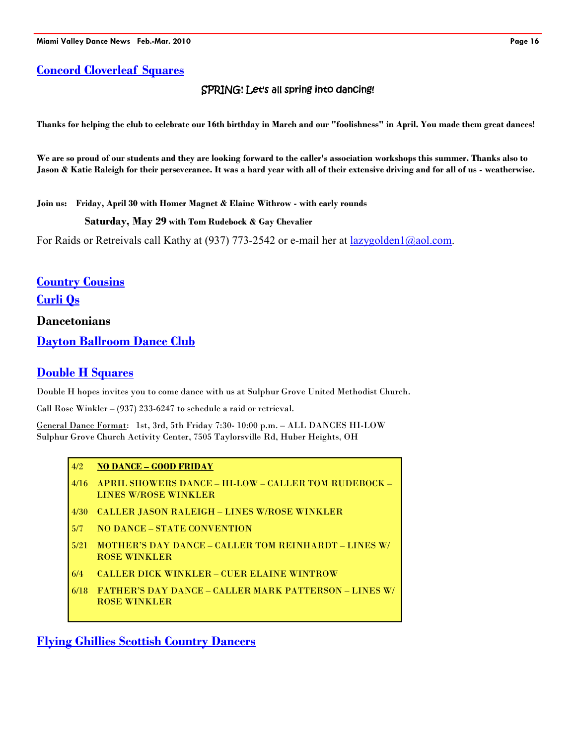## [Concord Cloverleaf Squares]

SPRING! Let's all spring into dancing!

**Thanks for helping the club to celebrate our 16th birthday in March and our "foolishness" in April. You made them great dances!**

**We are so proud of our students and they are looking forward to the caller's association workshops this summer. Thanks also to Jason & Katie Raleigh for their perseverance. It was a hard year with all of their extensive driving and for all of us - weatherwise.**

**Join us: Friday, April 30 with Homer Magnet & Elaine Withrow - with early rounds**

**Saturday, May 29 with Tom Rudebock & Gay Chevalier**

For Raids or Retreivals call Kathy at (937) 773-2542 or e-mail her at lazygolden1@aol.com.

## [Country Cousins]

## [Curli Qs]

## Dancetonians

## [Dayton Ballroom Dance Club]

## [Double H Squares]

Double H hopes invites you to come dance with us at Sulphur Grove United Methodist Church.

Call Rose Winkler – (937) 233-6247 to schedule a raid or retrieval.

General Dance Format: 1st, 3rd, 5th Friday 7:30- 10:00 p.m. – ALL DANCES HI-LOW
Sulphur Grove Church Activity Center, 7505 Taylorsville Rd, Huber Heights, OH

| | |
|---|---|
| 4/2 | **NO DANCE – GOOD FRIDAY** |
| 4/16 | APRIL SHOWERS DANCE – HI-LOW – CALLER TOM RUDEBOCK – LINES W/ROSE WINKLER |
| 4/30 | CALLER JASON RALEIGH – LINES W/ROSE WINKLER |
| 5/7 | NO DANCE – STATE CONVENTION |
| 5/21 | MOTHER'S DAY DANCE – CALLER TOM REINHARDT – LINES W/ ROSE WINKLER |
| 6/4 | CALLER DICK WINKLER – CUER ELAINE WINTROW |
| 6/18 | FATHER'S DAY DANCE – CALLER MARK PATTERSON – LINES W/ ROSE WINKLER |

## [Flying Ghillies Scottish Country Dancers]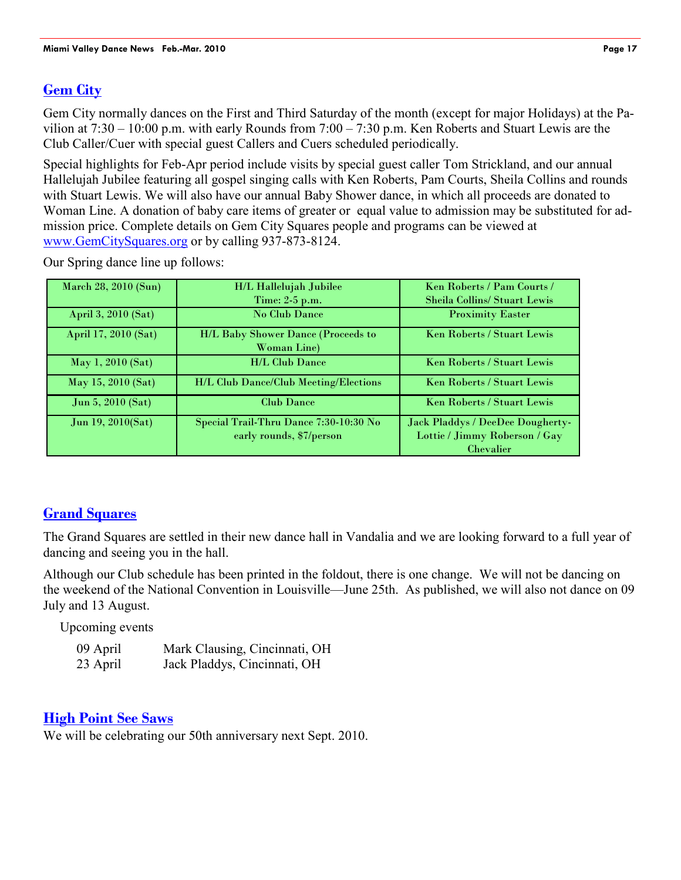## [Gem City]

Gem City normally dances on the First and Third Saturday of the month (except for major Holidays) at the Pavilion at 7:30 – 10:00 p.m. with early Rounds from 7:00 – 7:30 p.m. Ken Roberts and Stuart Lewis are the Club Caller/Cuer with special guest Callers and Cuers scheduled periodically.

Special highlights for Feb-Apr period include visits by special guest caller Tom Strickland, and our annual Hallelujah Jubilee featuring all gospel singing calls with Ken Roberts, Pam Courts, Sheila Collins and rounds with Stuart Lewis. We will also have our annual Baby Shower dance, in which all proceeds are donated to Woman Line. A donation of baby care items of greater or equal value to admission may be substituted for admission price. Complete details on Gem City Squares people and programs can be viewed at www.GemCitySquares.org or by calling 937-873-8124.

Our Spring dance line up follows:

| | | |
|---|---|---|
| March 28, 2010 (Sun) | H/L Hallelujah Jubilee Time: 2-5 p.m. | Ken Roberts / Pam Courts / Sheila Collins/ Stuart Lewis |
| April 3, 2010 (Sat) | No Club Dance | Proximity Easter |
| April 17, 2010 (Sat) | H/L Baby Shower Dance (Proceeds to Woman Line) | Ken Roberts / Stuart Lewis |
| May 1, 2010 (Sat) | H/L Club Dance | Ken Roberts / Stuart Lewis |
| May 15, 2010 (Sat) | H/L Club Dance/Club Meeting/Elections | Ken Roberts / Stuart Lewis |
| Jun 5, 2010 (Sat) | Club Dance | Ken Roberts / Stuart Lewis |
| Jun 19, 2010(Sat) | Special Trail-Thru Dance 7:30-10:30 No early rounds, $7/person | Jack Pladdys / DeeDee Dougherty-Lottie / Jimmy Roberson / Gay Chevalier |

## [Grand Squares]

The Grand Squares are settled in their new dance hall in Vandalia and we are looking forward to a full year of dancing and seeing you in the hall.

Although our Club schedule has been printed in the foldout, there is one change. We will not be dancing on the weekend of the National Convention in Louisville—June 25th. As published, we will also not dance on 09 July and 13 August.

Upcoming events

| | |
|---|---|
| 09 April | Mark Clausing, Cincinnati, OH |
| 23 April | Jack Pladdys, Cincinnati, OH |

## [High Point See Saws]

We will be celebrating our 50th anniversary next Sept. 2010.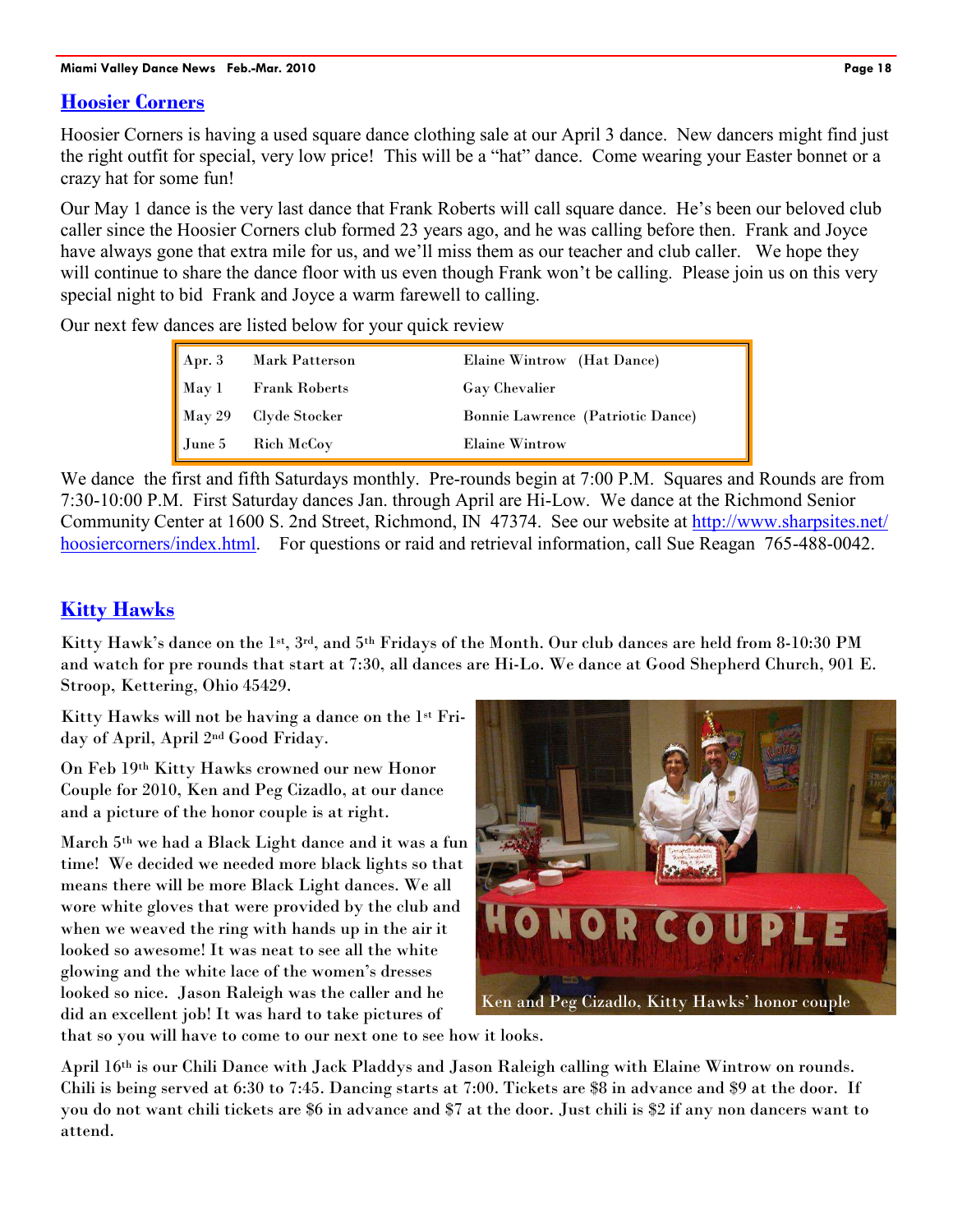## Hoosier Corners

Hoosier Corners is having a used square dance clothing sale at our April 3 dance. New dancers might find just the right outfit for special, very low price! This will be a "hat" dance. Come wearing your Easter bonnet or a crazy hat for some fun!

Our May 1 dance is the very last dance that Frank Roberts will call square dance. He's been our beloved club caller since the Hoosier Corners club formed 23 years ago, and he was calling before then. Frank and Joyce have always gone that extra mile for us, and we'll miss them as our teacher and club caller. We hope they will continue to share the dance floor with us even though Frank won't be calling. Please join us on this very special night to bid Frank and Joyce a warm farewell to calling.

Our next few dances are listed below for your quick review

| | | |
|---|---|---|
| Apr. 3 | Mark Patterson | Elaine Wintrow (Hat Dance) |
| May 1 | Frank Roberts | Gay Chevalier |
| May 29 | Clyde Stocker | Bonnie Lawrence (Patriotic Dance) |
| June 5 | Rich McCoy | Elaine Wintrow |

We dance the first and fifth Saturdays monthly. Pre-rounds begin at 7:00 P.M. Squares and Rounds are from 7:30-10:00 P.M. First Saturday dances Jan. through April are Hi-Low. We dance at the Richmond Senior Community Center at 1600 S. 2nd Street, Richmond, IN 47374. See our website at http://www.sharpsites.net/hoosiercorners/index.html. For questions or raid and retrieval information, call Sue Reagan 765-488-0042.

## Kitty Hawks

Kitty Hawk's dance on the 1st, 3rd, and 5th Fridays of the Month. Our club dances are held from 8-10:30 PM and watch for pre rounds that start at 7:30, all dances are Hi-Lo. We dance at Good Shepherd Church, 901 E. Stroop, Kettering, Ohio 45429.

Kitty Hawks will not be having a dance on the 1st Friday of April, April 2nd Good Friday.

On Feb 19th Kitty Hawks crowned our new Honor Couple for 2010, Ken and Peg Cizadlo, at our dance and a picture of the honor couple is at right.

March 5th we had a Black Light dance and it was a fun time! We decided we needed more black lights so that means there will be more Black Light dances. We all wore white gloves that were provided by the club and when we weaved the ring with hands up in the air it looked so awesome! It was neat to see all the white glowing and the white lace of the women's dresses looked so nice. Jason Raleigh was the caller and he did an excellent job! It was hard to take pictures of that so you will have to come to our next one to see how it looks.

Ken and Peg Cizadlo, Kitty Hawks' honor couple

April 16th is our Chili Dance with Jack Pladdys and Jason Raleigh calling with Elaine Wintrow on rounds. Chili is being served at 6:30 to 7:45. Dancing starts at 7:00. Tickets are $8 in advance and $9 at the door. If you do not want chili tickets are $6 in advance and $7 at the door. Just chili is $2 if any non dancers want to attend.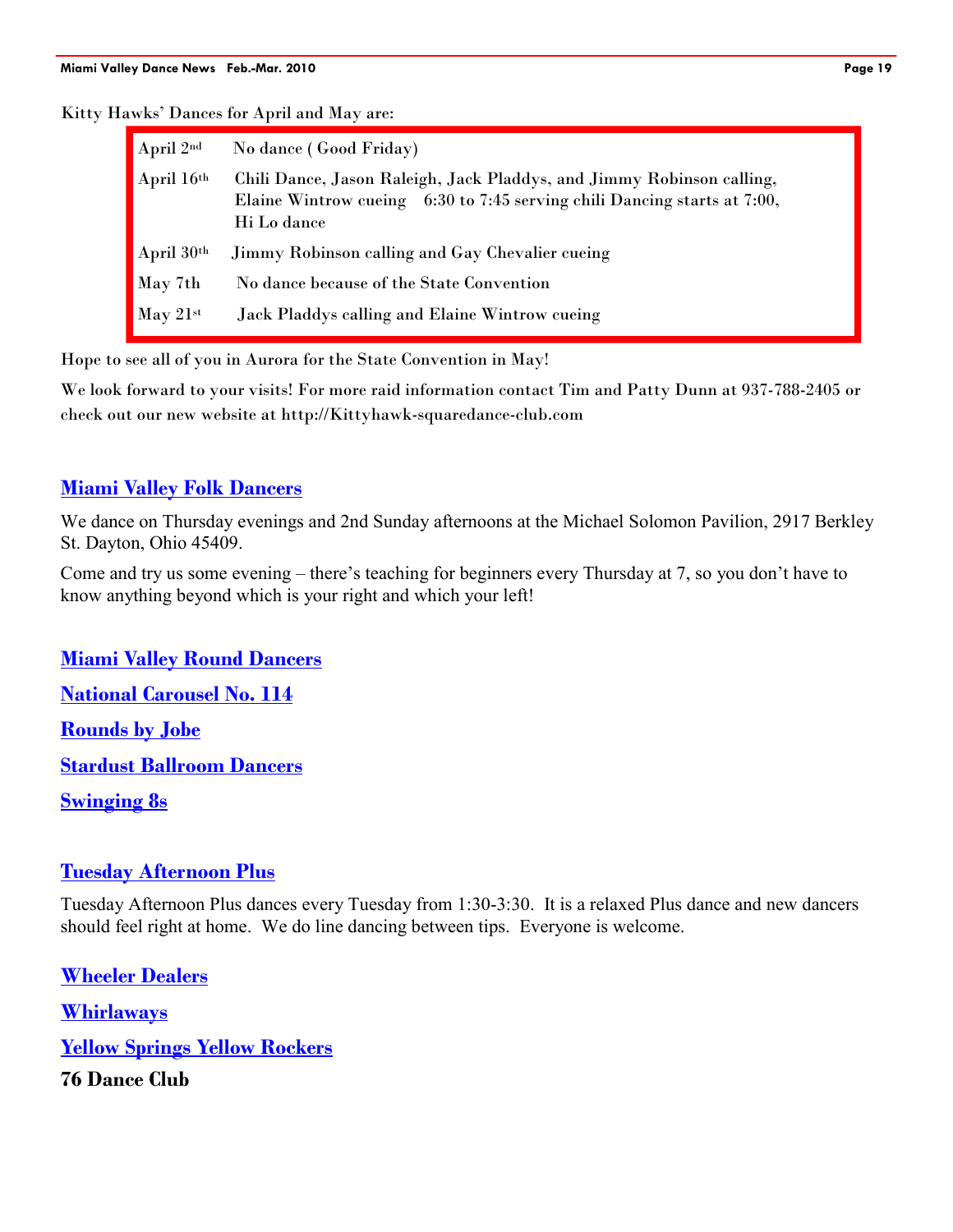Kitty Hawks' Dances for April and May are:

| | |
|---|---|
| April 2nd | No dance ( Good Friday) |
| April 16th | Chili Dance, Jason Raleigh, Jack Pladdys, and Jimmy Robinson calling, Elaine Wintrow cueing 6:30 to 7:45 serving chili Dancing starts at 7:00, Hi Lo dance |
| April 30th | Jimmy Robinson calling and Gay Chevalier cueing |
| May 7th | No dance because of the State Convention |
| May 21st | Jack Pladdys calling and Elaine Wintrow cueing |

Hope to see all of you in Aurora for the State Convention in May!

We look forward to your visits! For more raid information contact Tim and Patty Dunn at 937-788-2405 or check out our new website at http://Kittyhawk-squaredance-club.com

## Miami Valley Folk Dancers

We dance on Thursday evenings and 2nd Sunday afternoons at the Michael Solomon Pavilion, 2917 Berkley St. Dayton, Ohio 45409.

Come and try us some evening – there's teaching for beginners every Thursday at 7, so you don't have to know anything beyond which is your right and which your left!

## Miami Valley Round Dancers

## National Carousel No. 114

## Rounds by Jobe

## Stardust Ballroom Dancers

## Swinging 8s

## Tuesday Afternoon Plus

Tuesday Afternoon Plus dances every Tuesday from 1:30-3:30. It is a relaxed Plus dance and new dancers should feel right at home. We do line dancing between tips. Everyone is welcome.

## Wheeler Dealers

## Whirlaways

## Yellow Springs Yellow Rockers

**76 Dance Club**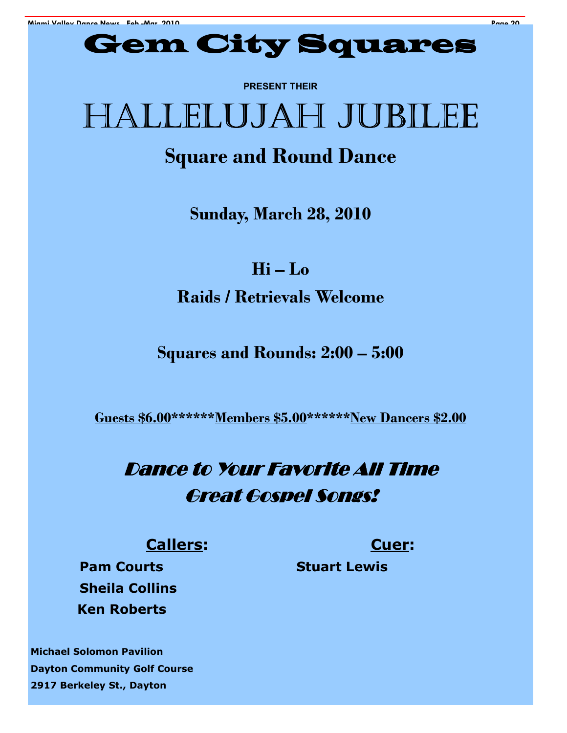# Gem City Squares

**PRESENT THEIR**

# HALLELUJAH JUBILEE

## Square and Round Dance

**Sunday, March 28, 2010**

**Hi – Lo**

**Raids / Retrievals Welcome**

**Squares and Rounds: 2:00 – 5:00**

**Guests $6.00******Members $5.00******New Dancers $2.00**

*Dance to Your Favorite All Time Great Gospel Songs!*

**Callers:**

**Pam Courts**
**Sheila Collins**
**Ken Roberts**

**Cuer:**

**Stuart Lewis**

**Michael Solomon Pavilion**
**Dayton Community Golf Course**
**2917 Berkeley St., Dayton**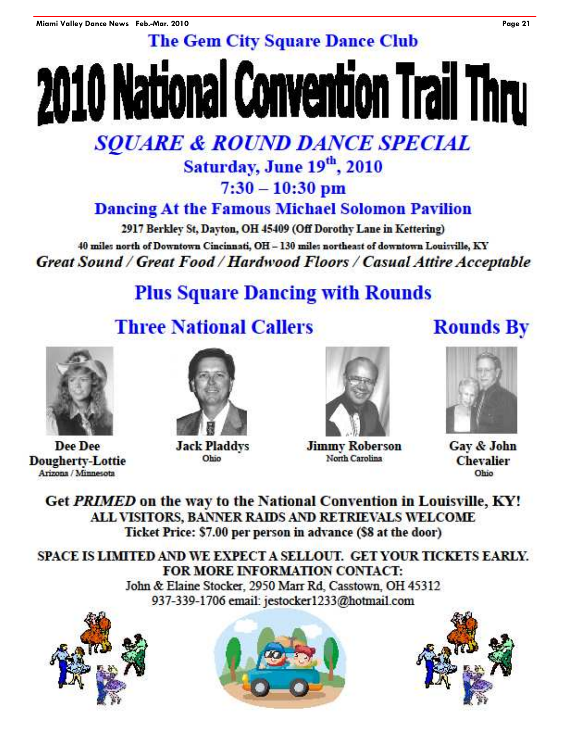## The Gem City Square Dance Club

# 2010 National Convention Trail Thru

## *SQUARE & ROUND DANCE SPECIAL*

### Saturday, June 19th, 2010

### 7:30 – 10:30 pm

### Dancing At the Famous Michael Solomon Pavilion

2917 Berkley St, Dayton, OH 45409 (Off Dorothy Lane in Kettering)

40 miles north of Downtown Cincinnati, OH – 130 miles northeast of downtown Louisville, KY

***Great Sound / Great Food / Hardwood Floors / Casual Attire Acceptable***

## Plus Square Dancing with Rounds

### Three National Callers

**Dee Dee Dougherty-Lottie**
Arizona / Minnesota

**Jack Pladdys**
Ohio

**Jimmy Roberson**
North Carolina

### Rounds By

**Gay & John Chevalier**
Ohio

**Get *PRIMED* on the way to the National Convention in Louisville, KY!**

**ALL VISITORS, BANNER RAIDS AND RETRIEVALS WELCOME**

**Ticket Price: $7.00 per person in advance ($8 at the door)**

**SPACE IS LIMITED AND WE EXPECT A SELLOUT. GET YOUR TICKETS EARLY.**

**FOR MORE INFORMATION CONTACT:**

John & Elaine Stocker, 2950 Marr Rd, Casstown, OH 45312

937-339-1706 email: jestocker1233@hotmail.com